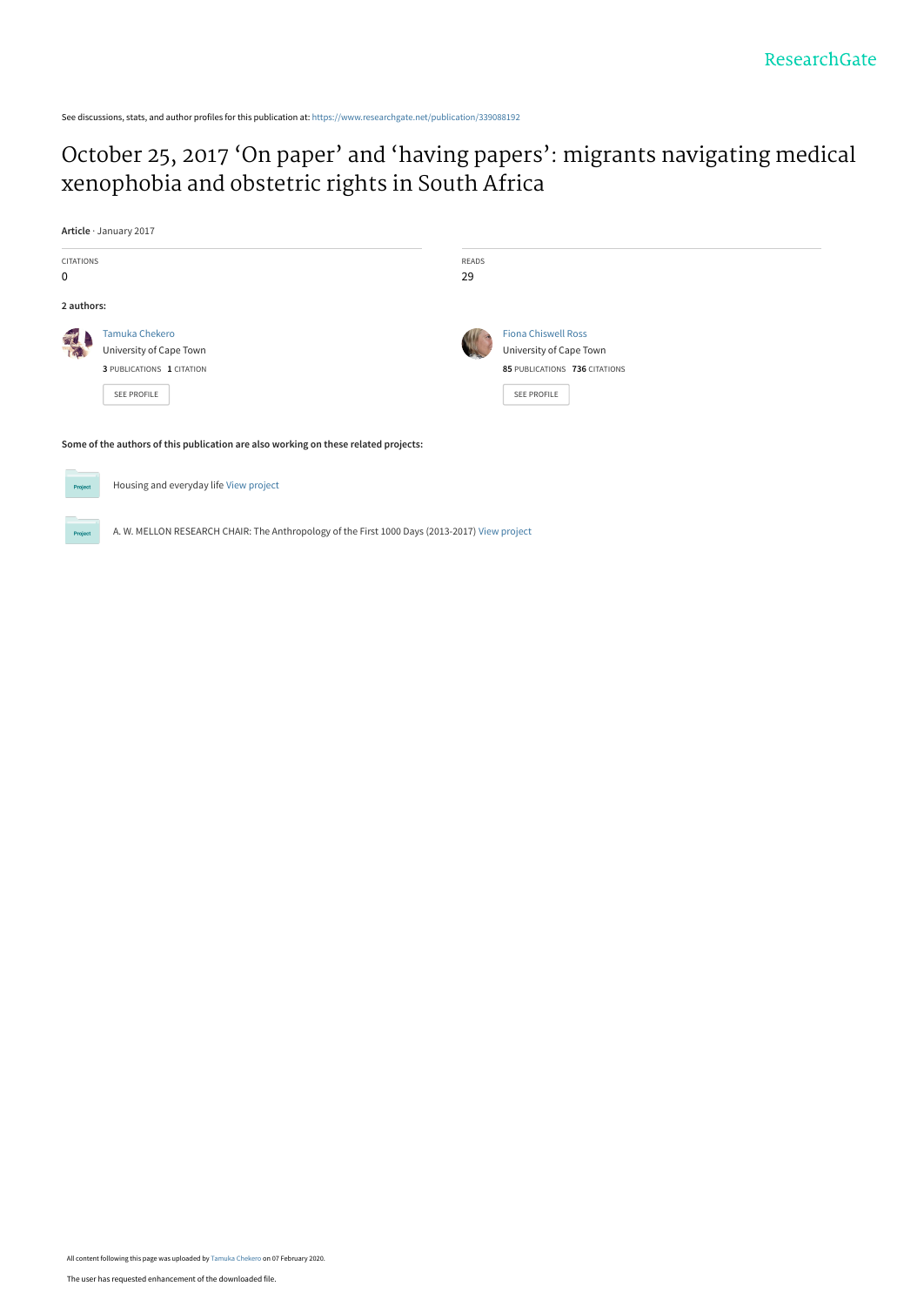See discussions, stats, and author profiles for this publication at: https://www.researchgate.net/publication/339088192

# October 25, 2017 'On paper' and 'having papers': migrants navigating medical xenophobia and obstetric rights in South Africa

**Article** · January 2017

| CITATIONS | READS |
|---|---|
| 0 | 29 |

**2 authors:**

**Tamuka Chekero**
University of Cape Town
3 PUBLICATIONS 1 CITATION
SEE PROFILE

**Fiona Chiswell Ross**
University of Cape Town
85 PUBLICATIONS 736 CITATIONS
SEE PROFILE

**Some of the authors of this publication are also working on these related projects:**

Housing and everyday life View project

A. W. MELLON RESEARCH CHAIR: The Anthropology of the First 1000 Days (2013-2017) View project

All content following this page was uploaded by Tamuka Chekero on 07 February 2020.

The user has requested enhancement of the downloaded file.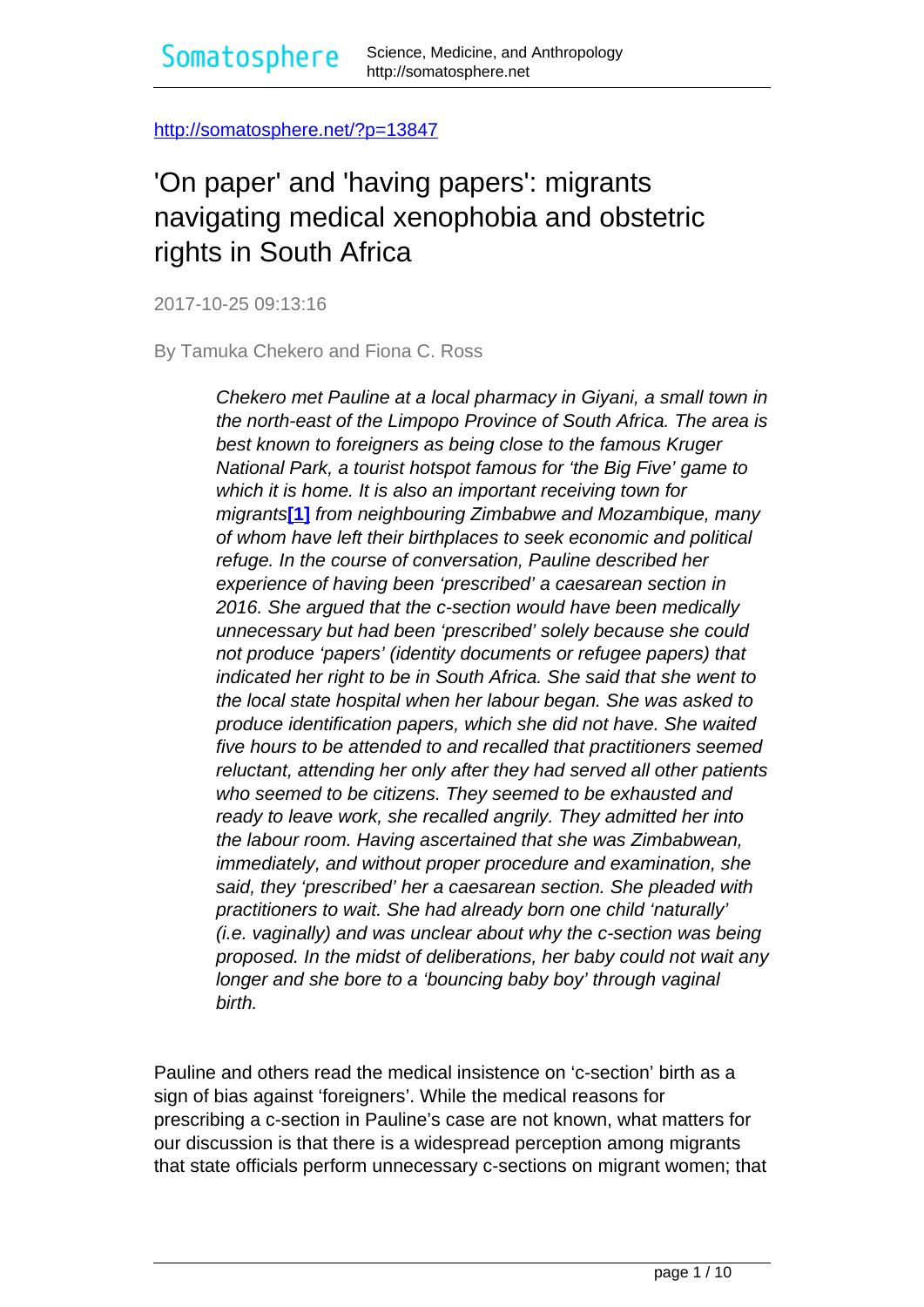http://somatosphere.net/?p=13847

# 'On paper' and 'having papers': migrants navigating medical xenophobia and obstetric rights in South Africa

2017-10-25 09:13:16

By Tamuka Chekero and Fiona C. Ross

> *Chekero met Pauline at a local pharmacy in Giyani, a small town in the north-east of the Limpopo Province of South Africa. The area is best known to foreigners as being close to the famous Kruger National Park, a tourist hotspot famous for 'the Big Five' game to which it is home. It is also an important receiving town for migrants[1] from neighbouring Zimbabwe and Mozambique, many of whom have left their birthplaces to seek economic and political refuge. In the course of conversation, Pauline described her experience of having been 'prescribed' a caesarean section in 2016. She argued that the c-section would have been medically unnecessary but had been 'prescribed' solely because she could not produce 'papers' (identity documents or refugee papers) that indicated her right to be in South Africa. She said that she went to the local state hospital when her labour began. She was asked to produce identification papers, which she did not have. She waited five hours to be attended to and recalled that practitioners seemed reluctant, attending her only after they had served all other patients who seemed to be citizens. They seemed to be exhausted and ready to leave work, she recalled angrily. They admitted her into the labour room. Having ascertained that she was Zimbabwean, immediately, and without proper procedure and examination, she said, they 'prescribed' her a caesarean section. She pleaded with practitioners to wait. She had already born one child 'naturally' (i.e. vaginally) and was unclear about why the c-section was being proposed. In the midst of deliberations, her baby could not wait any longer and she bore to a 'bouncing baby boy' through vaginal birth.*

Pauline and others read the medical insistence on 'c-section' birth as a sign of bias against 'foreigners'. While the medical reasons for prescribing a c-section in Pauline's case are not known, what matters for our discussion is that there is a widespread perception among migrants that state officials perform unnecessary c-sections on migrant women; that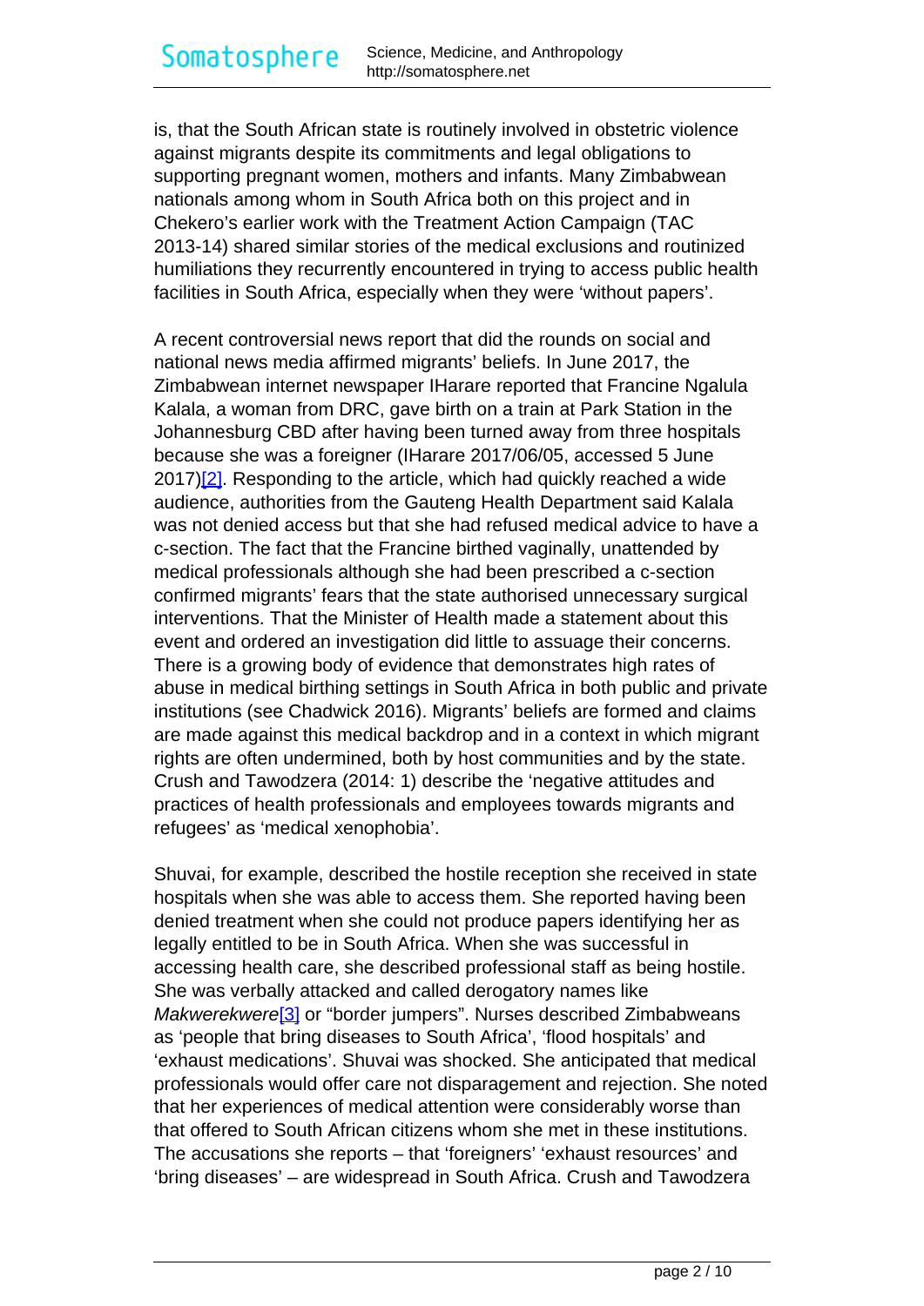is, that the South African state is routinely involved in obstetric violence against migrants despite its commitments and legal obligations to supporting pregnant women, mothers and infants. Many Zimbabwean nationals among whom in South Africa both on this project and in Chekero's earlier work with the Treatment Action Campaign (TAC 2013-14) shared similar stories of the medical exclusions and routinized humiliations they recurrently encountered in trying to access public health facilities in South Africa, especially when they were 'without papers'.

A recent controversial news report that did the rounds on social and national news media affirmed migrants' beliefs. In June 2017, the Zimbabwean internet newspaper IHarare reported that Francine Ngalula Kalala, a woman from DRC, gave birth on a train at Park Station in the Johannesburg CBD after having been turned away from three hospitals because she was a foreigner (IHarare 2017/06/05, accessed 5 June 2017)[2]. Responding to the article, which had quickly reached a wide audience, authorities from the Gauteng Health Department said Kalala was not denied access but that she had refused medical advice to have a c-section. The fact that the Francine birthed vaginally, unattended by medical professionals although she had been prescribed a c-section confirmed migrants' fears that the state authorised unnecessary surgical interventions. That the Minister of Health made a statement about this event and ordered an investigation did little to assuage their concerns. There is a growing body of evidence that demonstrates high rates of abuse in medical birthing settings in South Africa in both public and private institutions (see Chadwick 2016). Migrants' beliefs are formed and claims are made against this medical backdrop and in a context in which migrant rights are often undermined, both by host communities and by the state. Crush and Tawodzera (2014: 1) describe the 'negative attitudes and practices of health professionals and employees towards migrants and refugees' as 'medical xenophobia'.

Shuvai, for example, described the hostile reception she received in state hospitals when she was able to access them. She reported having been denied treatment when she could not produce papers identifying her as legally entitled to be in South Africa. When she was successful in accessing health care, she described professional staff as being hostile. She was verbally attacked and called derogatory names like *Makwerekwere*[3] or "border jumpers". Nurses described Zimbabweans as 'people that bring diseases to South Africa', 'flood hospitals' and 'exhaust medications'. Shuvai was shocked. She anticipated that medical professionals would offer care not disparagement and rejection. She noted that her experiences of medical attention were considerably worse than that offered to South African citizens whom she met in these institutions. The accusations she reports – that 'foreigners' 'exhaust resources' and 'bring diseases' – are widespread in South Africa. Crush and Tawodzera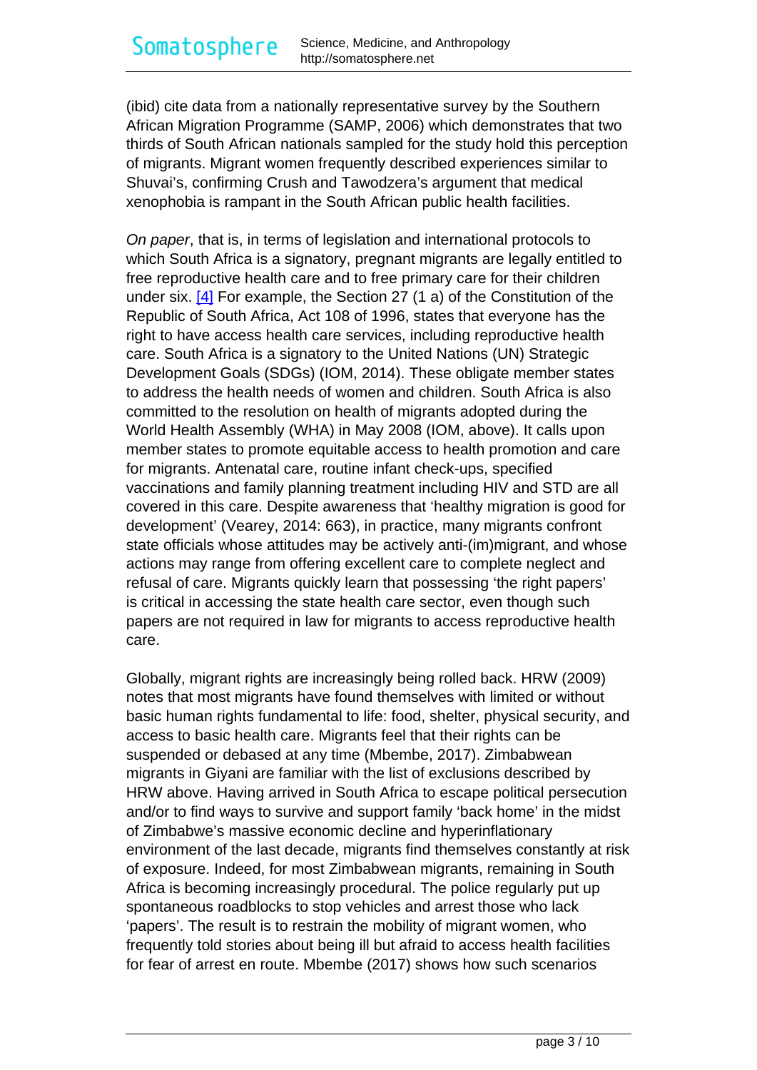(ibid) cite data from a nationally representative survey by the Southern African Migration Programme (SAMP, 2006) which demonstrates that two thirds of South African nationals sampled for the study hold this perception of migrants. Migrant women frequently described experiences similar to Shuvai's, confirming Crush and Tawodzera's argument that medical xenophobia is rampant in the South African public health facilities.

*On paper*, that is, in terms of legislation and international protocols to which South Africa is a signatory, pregnant migrants are legally entitled to free reproductive health care and to free primary care for their children under six. [4] For example, the Section 27 (1 a) of the Constitution of the Republic of South Africa, Act 108 of 1996, states that everyone has the right to have access health care services, including reproductive health care. South Africa is a signatory to the United Nations (UN) Strategic Development Goals (SDGs) (IOM, 2014). These obligate member states to address the health needs of women and children. South Africa is also committed to the resolution on health of migrants adopted during the World Health Assembly (WHA) in May 2008 (IOM, above). It calls upon member states to promote equitable access to health promotion and care for migrants. Antenatal care, routine infant check-ups, specified vaccinations and family planning treatment including HIV and STD are all covered in this care. Despite awareness that 'healthy migration is good for development' (Vearey, 2014: 663), in practice, many migrants confront state officials whose attitudes may be actively anti-(im)migrant, and whose actions may range from offering excellent care to complete neglect and refusal of care. Migrants quickly learn that possessing 'the right papers' is critical in accessing the state health care sector, even though such papers are not required in law for migrants to access reproductive health care.

Globally, migrant rights are increasingly being rolled back. HRW (2009) notes that most migrants have found themselves with limited or without basic human rights fundamental to life: food, shelter, physical security, and access to basic health care. Migrants feel that their rights can be suspended or debased at any time (Mbembe, 2017). Zimbabwean migrants in Giyani are familiar with the list of exclusions described by HRW above. Having arrived in South Africa to escape political persecution and/or to find ways to survive and support family 'back home' in the midst of Zimbabwe's massive economic decline and hyperinflationary environment of the last decade, migrants find themselves constantly at risk of exposure. Indeed, for most Zimbabwean migrants, remaining in South Africa is becoming increasingly procedural. The police regularly put up spontaneous roadblocks to stop vehicles and arrest those who lack 'papers'. The result is to restrain the mobility of migrant women, who frequently told stories about being ill but afraid to access health facilities for fear of arrest en route. Mbembe (2017) shows how such scenarios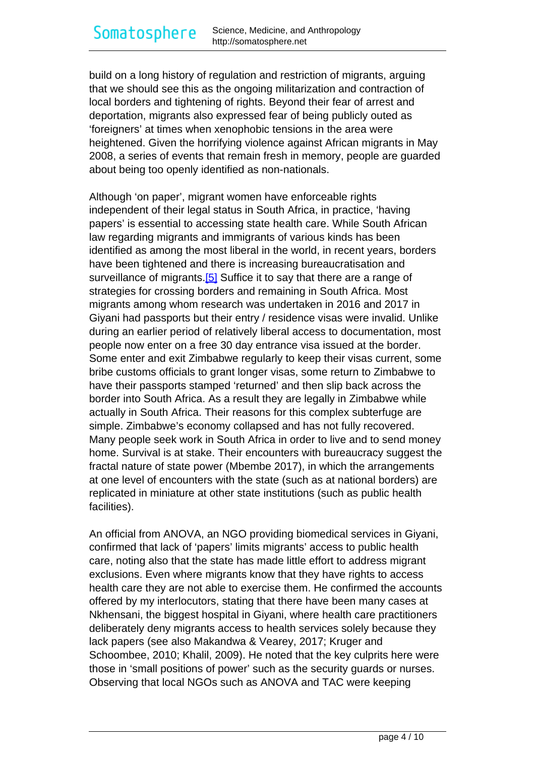build on a long history of regulation and restriction of migrants, arguing that we should see this as the ongoing militarization and contraction of local borders and tightening of rights. Beyond their fear of arrest and deportation, migrants also expressed fear of being publicly outed as 'foreigners' at times when xenophobic tensions in the area were heightened. Given the horrifying violence against African migrants in May 2008, a series of events that remain fresh in memory, people are guarded about being too openly identified as non-nationals.

Although 'on paper', migrant women have enforceable rights independent of their legal status in South Africa, in practice, 'having papers' is essential to accessing state health care. While South African law regarding migrants and immigrants of various kinds has been identified as among the most liberal in the world, in recent years, borders have been tightened and there is increasing bureaucratisation and surveillance of migrants.[5] Suffice it to say that there are a range of strategies for crossing borders and remaining in South Africa. Most migrants among whom research was undertaken in 2016 and 2017 in Giyani had passports but their entry / residence visas were invalid. Unlike during an earlier period of relatively liberal access to documentation, most people now enter on a free 30 day entrance visa issued at the border. Some enter and exit Zimbabwe regularly to keep their visas current, some bribe customs officials to grant longer visas, some return to Zimbabwe to have their passports stamped 'returned' and then slip back across the border into South Africa. As a result they are legally in Zimbabwe while actually in South Africa. Their reasons for this complex subterfuge are simple. Zimbabwe's economy collapsed and has not fully recovered. Many people seek work in South Africa in order to live and to send money home. Survival is at stake. Their encounters with bureaucracy suggest the fractal nature of state power (Mbembe 2017), in which the arrangements at one level of encounters with the state (such as at national borders) are replicated in miniature at other state institutions (such as public health facilities).

An official from ANOVA, an NGO providing biomedical services in Giyani, confirmed that lack of 'papers' limits migrants' access to public health care, noting also that the state has made little effort to address migrant exclusions. Even where migrants know that they have rights to access health care they are not able to exercise them. He confirmed the accounts offered by my interlocutors, stating that there have been many cases at Nkhensani, the biggest hospital in Giyani, where health care practitioners deliberately deny migrants access to health services solely because they lack papers (see also Makandwa & Vearey, 2017; Kruger and Schoombee, 2010; Khalil, 2009). He noted that the key culprits here were those in 'small positions of power' such as the security guards or nurses. Observing that local NGOs such as ANOVA and TAC were keeping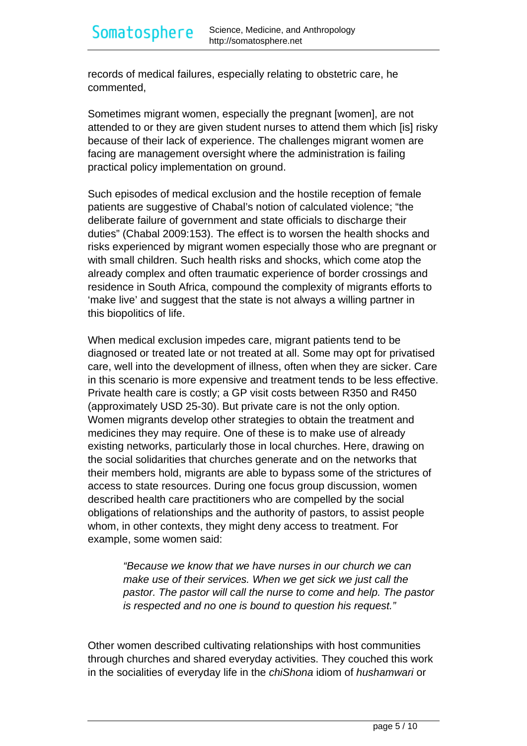records of medical failures, especially relating to obstetric care, he commented,

Sometimes migrant women, especially the pregnant [women], are not attended to or they are given student nurses to attend them which [is] risky because of their lack of experience. The challenges migrant women are facing are management oversight where the administration is failing practical policy implementation on ground.

Such episodes of medical exclusion and the hostile reception of female patients are suggestive of Chabal's notion of calculated violence; "the deliberate failure of government and state officials to discharge their duties" (Chabal 2009:153). The effect is to worsen the health shocks and risks experienced by migrant women especially those who are pregnant or with small children. Such health risks and shocks, which come atop the already complex and often traumatic experience of border crossings and residence in South Africa, compound the complexity of migrants efforts to 'make live' and suggest that the state is not always a willing partner in this biopolitics of life.

When medical exclusion impedes care, migrant patients tend to be diagnosed or treated late or not treated at all. Some may opt for privatised care, well into the development of illness, often when they are sicker. Care in this scenario is more expensive and treatment tends to be less effective. Private health care is costly; a GP visit costs between R350 and R450 (approximately USD 25-30). But private care is not the only option. Women migrants develop other strategies to obtain the treatment and medicines they may require. One of these is to make use of already existing networks, particularly those in local churches. Here, drawing on the social solidarities that churches generate and on the networks that their members hold, migrants are able to bypass some of the strictures of access to state resources. During one focus group discussion, women described health care practitioners who are compelled by the social obligations of relationships and the authority of pastors, to assist people whom, in other contexts, they might deny access to treatment. For example, some women said:

> *"Because we know that we have nurses in our church we can make use of their services. When we get sick we just call the pastor. The pastor will call the nurse to come and help. The pastor is respected and no one is bound to question his request."*

Other women described cultivating relationships with host communities through churches and shared everyday activities. They couched this work in the socialities of everyday life in the *chiShona* idiom of *hushamwari* or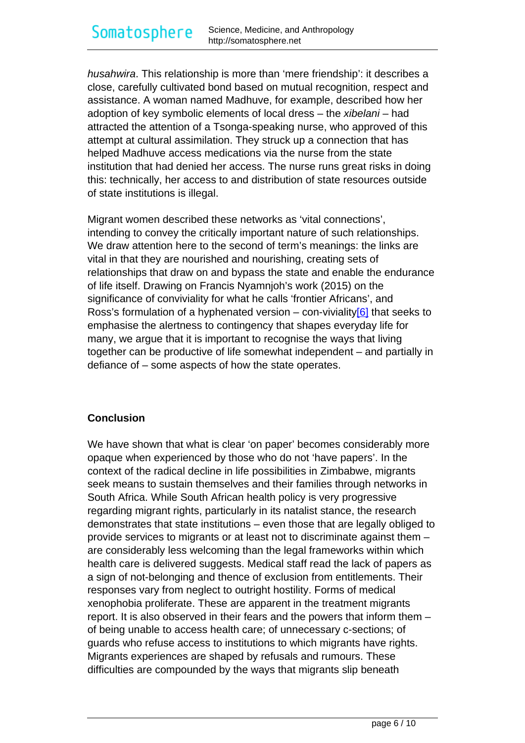*husahwira*. This relationship is more than 'mere friendship': it describes a close, carefully cultivated bond based on mutual recognition, respect and assistance. A woman named Madhuve, for example, described how her adoption of key symbolic elements of local dress – the *xibelani* – had attracted the attention of a Tsonga-speaking nurse, who approved of this attempt at cultural assimilation. They struck up a connection that has helped Madhuve access medications via the nurse from the state institution that had denied her access. The nurse runs great risks in doing this: technically, her access to and distribution of state resources outside of state institutions is illegal.

Migrant women described these networks as 'vital connections', intending to convey the critically important nature of such relationships. We draw attention here to the second of term's meanings: the links are vital in that they are nourished and nourishing, creating sets of relationships that draw on and bypass the state and enable the endurance of life itself. Drawing on Francis Nyamnjoh's work (2015) on the significance of conviviality for what he calls 'frontier Africans', and Ross's formulation of a hyphenated version – con-viviality[6] that seeks to emphasise the alertness to contingency that shapes everyday life for many, we argue that it is important to recognise the ways that living together can be productive of life somewhat independent – and partially in defiance of – some aspects of how the state operates.

## Conclusion

We have shown that what is clear 'on paper' becomes considerably more opaque when experienced by those who do not 'have papers'. In the context of the radical decline in life possibilities in Zimbabwe, migrants seek means to sustain themselves and their families through networks in South Africa. While South African health policy is very progressive regarding migrant rights, particularly in its natalist stance, the research demonstrates that state institutions – even those that are legally obliged to provide services to migrants or at least not to discriminate against them – are considerably less welcoming than the legal frameworks within which health care is delivered suggests. Medical staff read the lack of papers as a sign of not-belonging and thence of exclusion from entitlements. Their responses vary from neglect to outright hostility. Forms of medical xenophobia proliferate. These are apparent in the treatment migrants report. It is also observed in their fears and the powers that inform them – of being unable to access health care; of unnecessary c-sections; of guards who refuse access to institutions to which migrants have rights. Migrants experiences are shaped by refusals and rumours. These difficulties are compounded by the ways that migrants slip beneath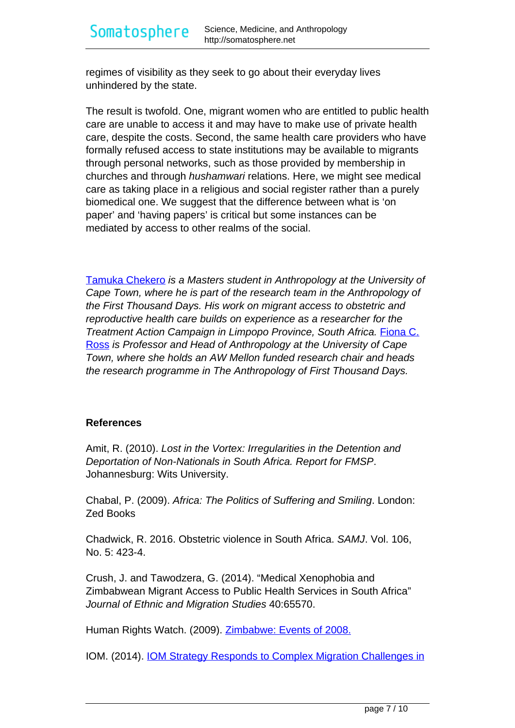regimes of visibility as they seek to go about their everyday lives unhindered by the state.

The result is twofold. One, migrant women who are entitled to public health care are unable to access it and may have to make use of private health care, despite the costs. Second, the same health care providers who have formally refused access to state institutions may be available to migrants through personal networks, such as those provided by membership in churches and through *hushamwari* relations. Here, we might see medical care as taking place in a religious and social register rather than a purely biomedical one. We suggest that the difference between what is 'on paper' and 'having papers' is critical but some instances can be mediated by access to other realms of the social.

Tamuka Chekero *is a Masters student in Anthropology at the University of Cape Town, where he is part of the research team in the Anthropology of the First Thousand Days. His work on migrant access to obstetric and reproductive health care builds on experience as a researcher for the Treatment Action Campaign in Limpopo Province, South Africa.* Fiona C. Ross *is Professor and Head of Anthropology at the University of Cape Town, where she holds an AW Mellon funded research chair and heads the research programme in The Anthropology of First Thousand Days.*

**References**

Amit, R. (2010). *Lost in the Vortex: Irregularities in the Detention and Deportation of Non-Nationals in South Africa. Report for FMSP*. Johannesburg: Wits University.

Chabal, P. (2009). *Africa: The Politics of Suffering and Smiling*. London: Zed Books

Chadwick, R. 2016. Obstetric violence in South Africa. *SAMJ*. Vol. 106, No. 5: 423-4.

Crush, J. and Tawodzera, G. (2014). "Medical Xenophobia and Zimbabwean Migrant Access to Public Health Services in South Africa" *Journal of Ethnic and Migration Studies* 40:65570.

Human Rights Watch. (2009). Zimbabwe: Events of 2008.

IOM. (2014). IOM Strategy Responds to Complex Migration Challenges in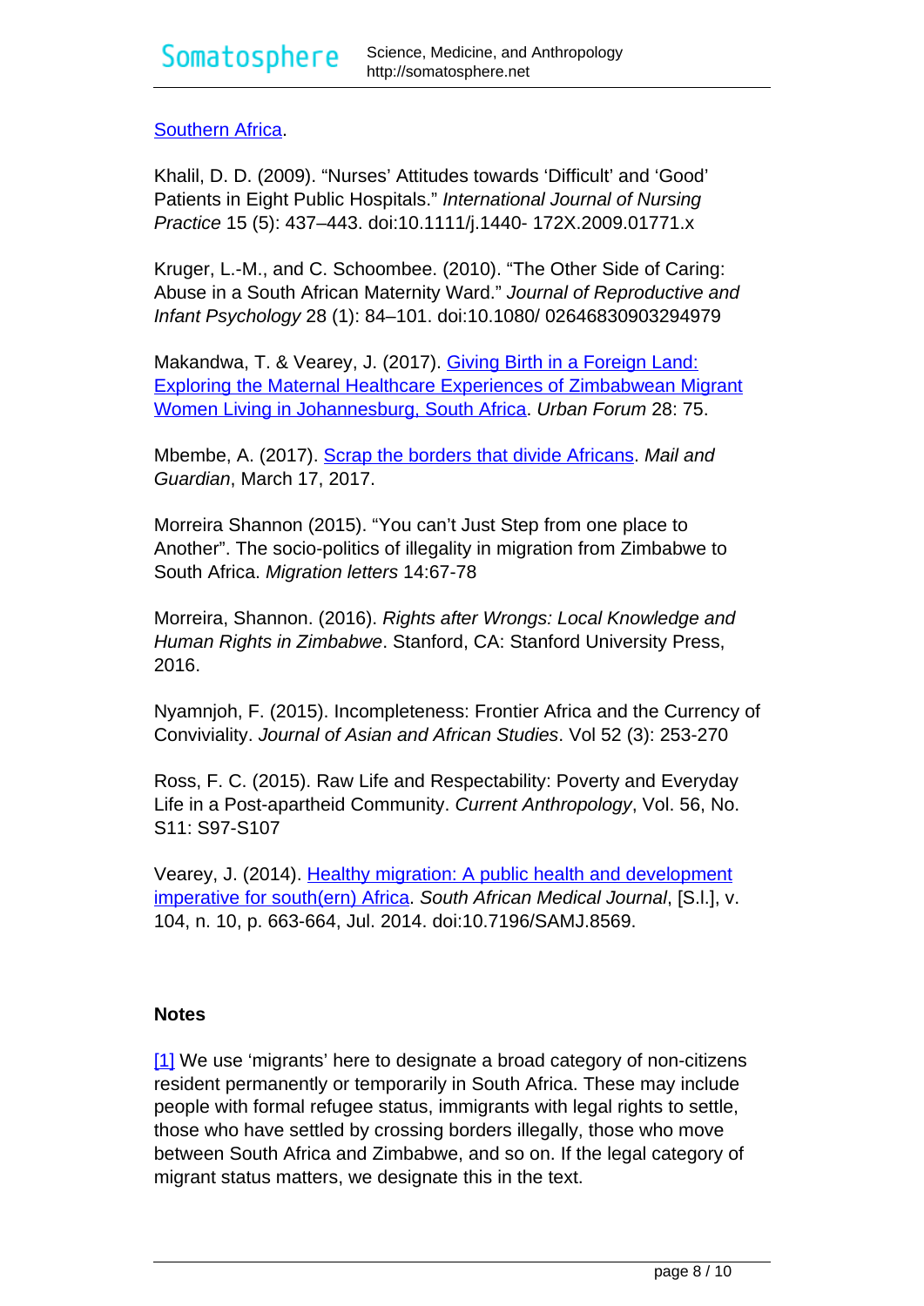Southern Africa.

Khalil, D. D. (2009). “Nurses’ Attitudes towards ‘Difficult’ and ‘Good’ Patients in Eight Public Hospitals.” *International Journal of Nursing Practice* 15 (5): 437–443. doi:10.1111/j.1440- 172X.2009.01771.x

Kruger, L.-M., and C. Schoombee. (2010). “The Other Side of Caring: Abuse in a South African Maternity Ward.” *Journal of Reproductive and Infant Psychology* 28 (1): 84–101. doi:10.1080/ 02646830903294979

Makandwa, T. & Vearey, J. (2017). Giving Birth in a Foreign Land: Exploring the Maternal Healthcare Experiences of Zimbabwean Migrant Women Living in Johannesburg, South Africa. *Urban Forum* 28: 75.

Mbembe, A. (2017). Scrap the borders that divide Africans. *Mail and Guardian*, March 17, 2017.

Morreira Shannon (2015). “You can’t Just Step from one place to Another”. The socio-politics of illegality in migration from Zimbabwe to South Africa. *Migration letters* 14:67-78

Morreira, Shannon. (2016). *Rights after Wrongs: Local Knowledge and Human Rights in Zimbabwe*. Stanford, CA: Stanford University Press, 2016.

Nyamnjoh, F. (2015). Incompleteness: Frontier Africa and the Currency of Conviviality. *Journal of Asian and African Studies*. Vol 52 (3): 253-270

Ross, F. C. (2015). Raw Life and Respectability: Poverty and Everyday Life in a Post-apartheid Community. *Current Anthropology*, Vol. 56, No. S11: S97-S107

Vearey, J. (2014). Healthy migration: A public health and development imperative for south(ern) Africa. *South African Medical Journal*, [S.l.], v. 104, n. 10, p. 663-664, Jul. 2014. doi:10.7196/SAMJ.8569.

**Notes**

[1] We use ‘migrants’ here to designate a broad category of non-citizens resident permanently or temporarily in South Africa. These may include people with formal refugee status, immigrants with legal rights to settle, those who have settled by crossing borders illegally, those who move between South Africa and Zimbabwe, and so on. If the legal category of migrant status matters, we designate this in the text.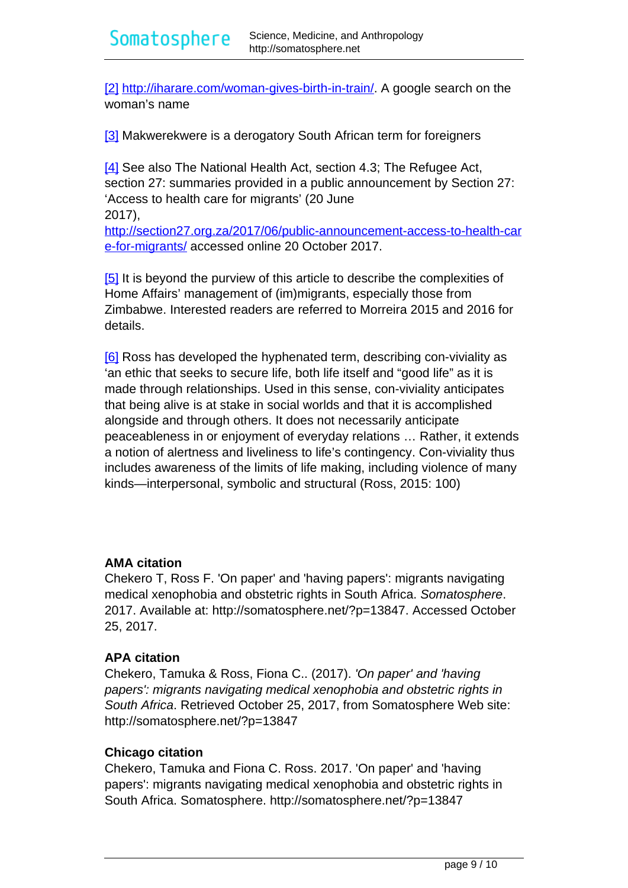[2] http://iharare.com/woman-gives-birth-in-train/. A google search on the woman's name

[3] Makwerekwere is a derogatory South African term for foreigners

[4] See also The National Health Act, section 4.3; The Refugee Act, section 27: summaries provided in a public announcement by Section 27: 'Access to health care for migrants' (20 June 2017), http://section27.org.za/2017/06/public-announcement-access-to-health-care-for-migrants/ accessed online 20 October 2017.

[5] It is beyond the purview of this article to describe the complexities of Home Affairs' management of (im)migrants, especially those from Zimbabwe. Interested readers are referred to Morreira 2015 and 2016 for details.

[6] Ross has developed the hyphenated term, describing con-viviality as 'an ethic that seeks to secure life, both life itself and "good life" as it is made through relationships. Used in this sense, con-viviality anticipates that being alive is at stake in social worlds and that it is accomplished alongside and through others. It does not necessarily anticipate peaceableness in or enjoyment of everyday relations … Rather, it extends a notion of alertness and liveliness to life's contingency. Con-viviality thus includes awareness of the limits of life making, including violence of many kinds—interpersonal, symbolic and structural (Ross, 2015: 100)

**AMA citation**
Chekero T, Ross F. 'On paper' and 'having papers': migrants navigating medical xenophobia and obstetric rights in South Africa. *Somatosphere*. 2017. Available at: http://somatosphere.net/?p=13847. Accessed October 25, 2017.

**APA citation**
Chekero, Tamuka & Ross, Fiona C.. (2017). *'On paper' and 'having papers': migrants navigating medical xenophobia and obstetric rights in South Africa*. Retrieved October 25, 2017, from Somatosphere Web site: http://somatosphere.net/?p=13847

**Chicago citation**
Chekero, Tamuka and Fiona C. Ross. 2017. 'On paper' and 'having papers': migrants navigating medical xenophobia and obstetric rights in South Africa. Somatosphere. http://somatosphere.net/?p=13847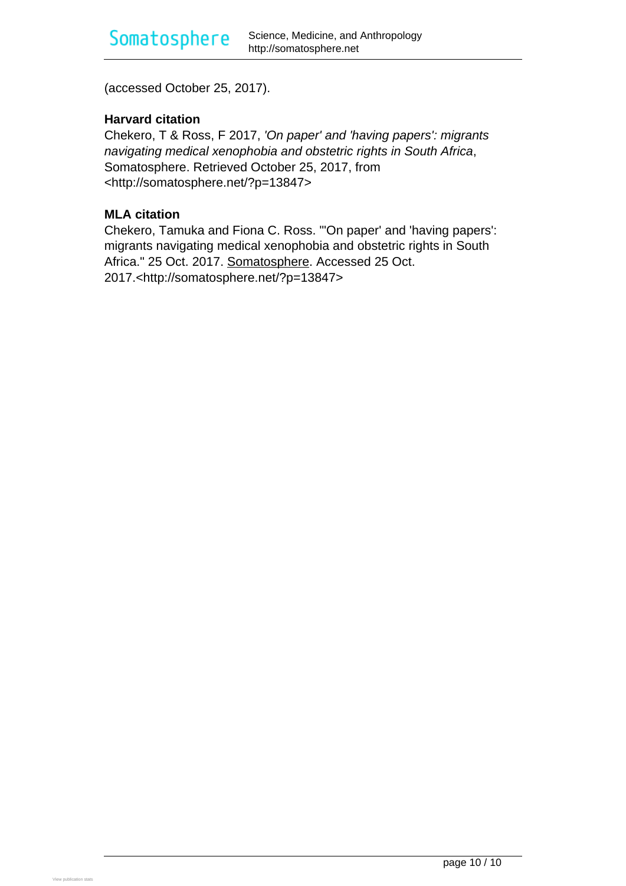(accessed October 25, 2017).

**Harvard citation**

Chekero, T & Ross, F 2017, *'On paper' and 'having papers': migrants navigating medical xenophobia and obstetric rights in South Africa*, Somatosphere. Retrieved October 25, 2017, from <http://somatosphere.net/?p=13847>

**MLA citation**

Chekero, Tamuka and Fiona C. Ross. "'On paper' and 'having papers': migrants navigating medical xenophobia and obstetric rights in South Africa." 25 Oct. 2017. Somatosphere. Accessed 25 Oct. 2017.<http://somatosphere.net/?p=13847>